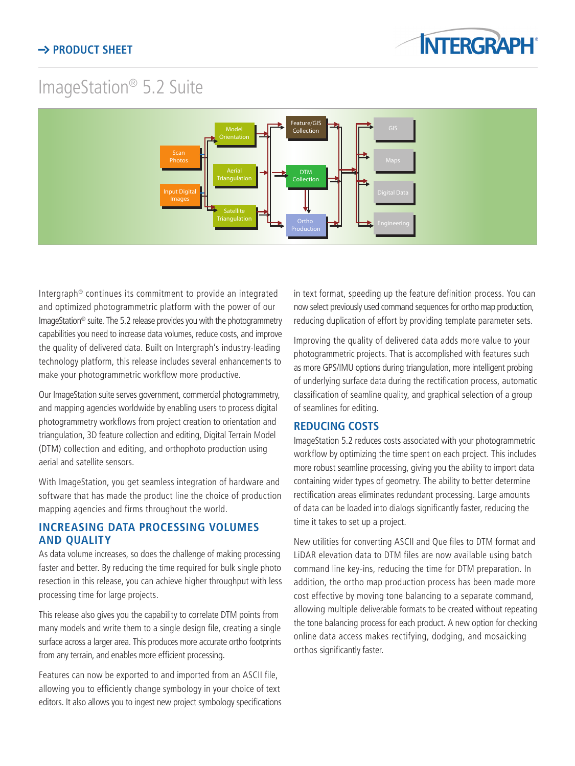→ PRODUCT SHEET

# ImageStation® 5.2 Suite

Intergraph® continues its commitment to provide an integrated and optimized photogrammetric platform with the power of our ImageStation® suite. The 5.2 release provides you with the photogrammetry capabilities you need to increase data volumes, reduce costs, and improve the quality of delivered data. Built on Intergraph's industry-leading technology platform, this release includes several enhancements to make your photogrammetric workflow more productive.

Our ImageStation suite serves government, commercial photogrammetry, and mapping agencies worldwide by enabling users to process digital photogrammetry workflows from project creation to orientation and triangulation, 3D feature collection and editing, Digital Terrain Model (DTM) collection and editing, and orthophoto production using aerial and satellite sensors.

With ImageStation, you get seamless integration of hardware and software that has made the product line the choice of production mapping agencies and firms throughout the world.

## INCREASING DATA PROCESSING VOLUMES AND QUALITY

As data volume increases, so does the challenge of making processing faster and better. By reducing the time required for bulk single photo resection in this release, you can achieve higher throughput with less processing time for large projects.

This release also gives you the capability to correlate DTM points from many models and write them to a single design file, creating a single surface across a larger area. This produces more accurate ortho footprints from any terrain, and enables more efficient processing.

Features can now be exported to and imported from an ASCII file, allowing you to efficiently change symbology in your choice of text editors. It also allows you to ingest new project symbology specifications in text format, speeding up the feature definition process. You can now select previously used command sequences for ortho map production, reducing duplication of effort by providing template parameter sets.

Improving the quality of delivered data adds more value to your photogrammetric projects. That is accomplished with features such as more GPS/IMU options during triangulation, more intelligent probing of underlying surface data during the rectification process, automatic classification of seamline quality, and graphical selection of a group of seamlines for editing.

## REDUCING COSTS

ImageStation 5.2 reduces costs associated with your photogrammetric workflow by optimizing the time spent on each project. This includes more robust seamline processing, giving you the ability to import data containing wider types of geometry. The ability to better determine rectification areas eliminates redundant processing. Large amounts of data can be loaded into dialogs significantly faster, reducing the time it takes to set up a project.

New utilities for converting ASCII and Que files to DTM format and LiDAR elevation data to DTM files are now available using batch command line key-ins, reducing the time for DTM preparation. In addition, the ortho map production process has been made more cost effective by moving tone balancing to a separate command, allowing multiple deliverable formats to be created without repeating the tone balancing process for each product. A new option for checking online data access makes rectifying, dodging, and mosaicking orthos significantly faster.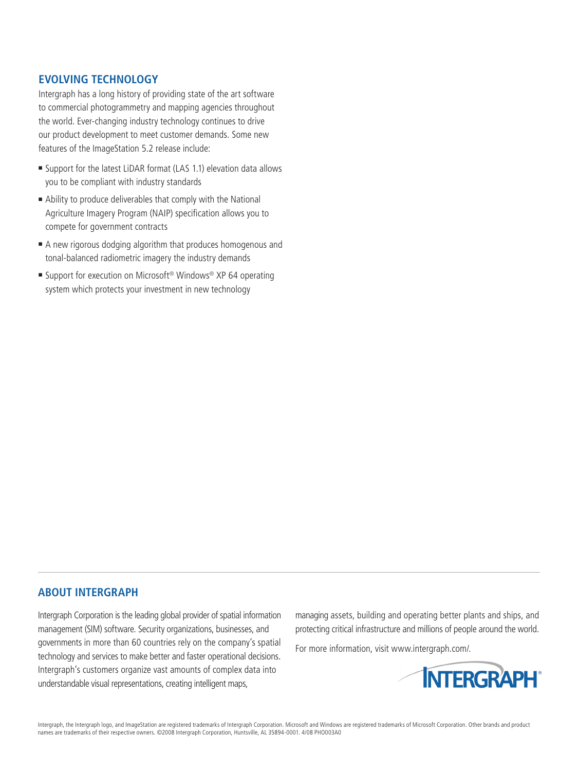## EVOLVING TECHNOLOGY

Intergraph has a long history of providing state of the art software to commercial photogrammetry and mapping agencies throughout the world. Ever-changing industry technology continues to drive our product development to meet customer demands. Some new features of the ImageStation 5.2 release include:

- Support for the latest LiDAR format (LAS 1.1) elevation data allows you to be compliant with industry standards
- Ability to produce deliverables that comply with the National Agriculture Imagery Program (NAIP) specification allows you to compete for government contracts
- A new rigorous dodging algorithm that produces homogenous and tonal-balanced radiometric imagery the industry demands
- Support for execution on Microsoft® Windows® XP 64 operating system which protects your investment in new technology

## ABOUT INTERGRAPH

Intergraph Corporation is the leading global provider of spatial information management (SIM) software. Security organizations, businesses, and governments in more than 60 countries rely on the company's spatial technology and services to make better and faster operational decisions. Intergraph's customers organize vast amounts of complex data into understandable visual representations, creating intelligent maps, managing assets, building and operating better plants and ships, and protecting critical infrastructure and millions of people around the world.

For more information, visit www.intergraph.com/.

INTERGRAPH®

Intergraph, the Intergraph logo, and ImageStation are registered trademarks of Intergraph Corporation. Microsoft and Windows are registered trademarks of Microsoft Corporation. Other brands and product names are trademarks of their respective owners. ©2008 Intergraph Corporation, Huntsville, AL 35894-0001. 4/08 PHO003A0